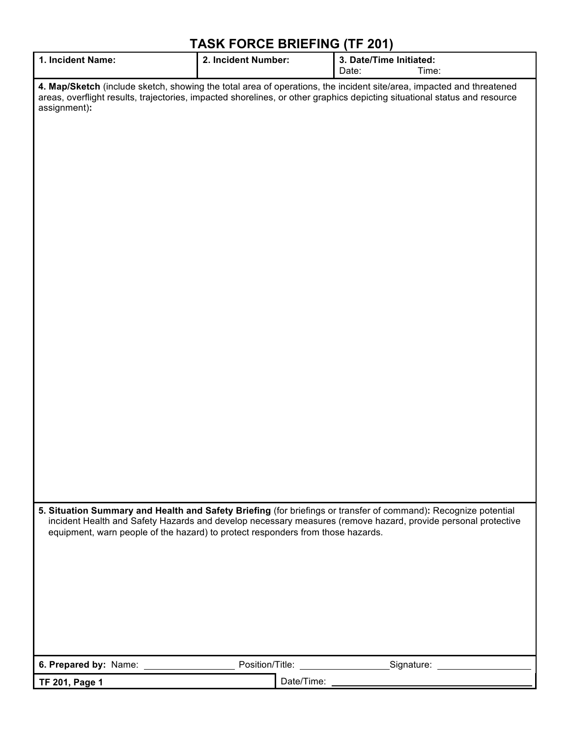# TASK FORCE BRIEFING (TF 201)

| 1. Incident Name: | 2. Incident Number: | 3. Date/Time Initiated: Date: Time: |
|---|---|---|

**4. Map/Sketch** (include sketch, showing the total area of operations, the incident site/area, impacted and threatened areas, overflight results, trajectories, impacted shorelines, or other graphics depicting situational status and resource assignment)**:**

**5. Situation Summary and Health and Safety Briefing** (for briefings or transfer of command)**:** Recognize potential incident Health and Safety Hazards and develop necessary measures (remove hazard, provide personal protective equipment, warn people of the hazard) to protect responders from those hazards.

**6. Prepared by:** Name: ________________ Position/Title: ________________ Signature: ________________

**TF 201, Page 1** Date/Time: ________________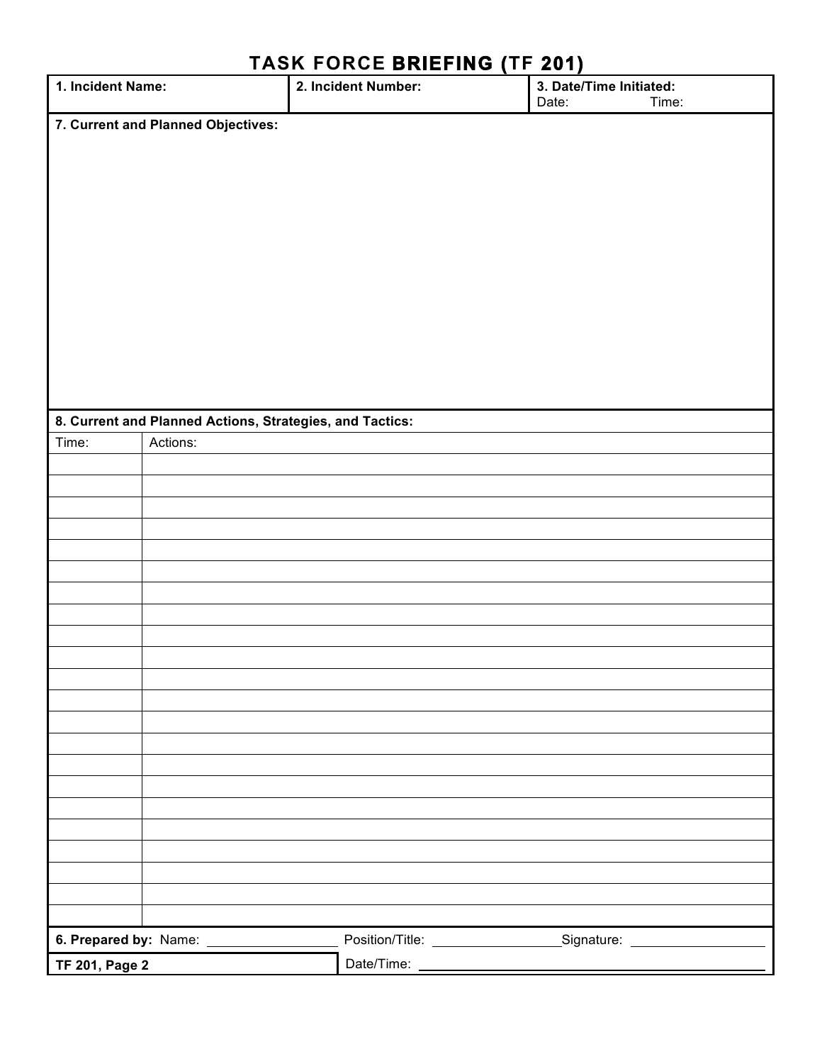# TASK FORCE BRIEFING (TF 201)

| **1. Incident Name:** | **2. Incident Number:** | **3. Date/Time Initiated:** Date: Time: |
|---|---|---|

**7. Current and Planned Objectives:**

**8. Current and Planned Actions, Strategies, and Tactics:**

| Time: | Actions: |
|---|---|
| | |
| | |
| | |
| | |
| | |
| | |
| | |
| | |
| | |
| | |
| | |
| | |
| | |
| | |
| | |
| | |
| | |
| | |
| | |
| | |
| | |
| | |

**6. Prepared by:** Name: ________ Position/Title: ________ Signature: ________

**TF 201, Page 2** Date/Time: ________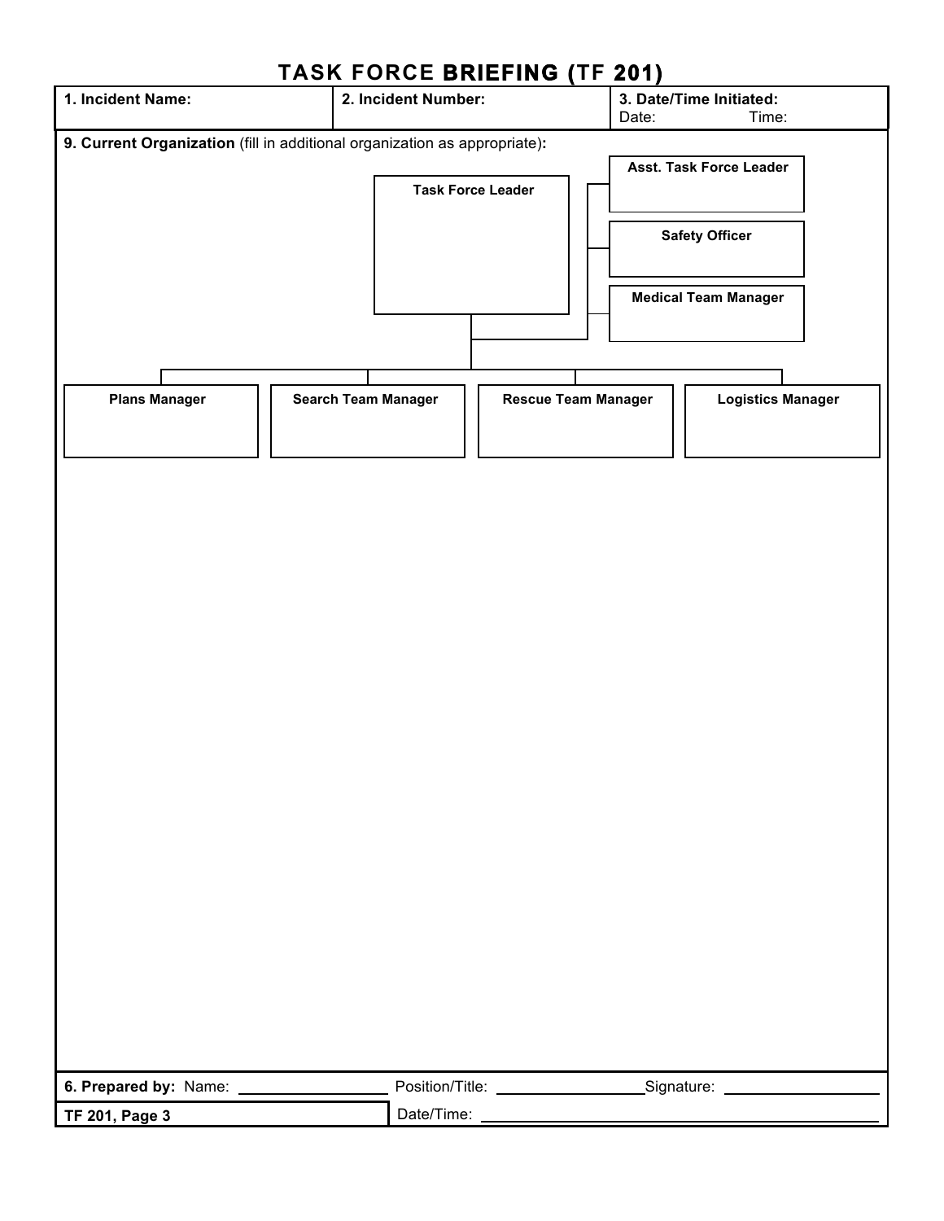# TASK FORCE BRIEFING (TF 201)

| 1. Incident Name: | 2. Incident Number: | 3. Date/Time Initiated: Date: Time: |
|---|---|---|

**9. Current Organization** (fill in additional organization as appropriate)**:**

- **Task Force Leader**
  - **Asst. Task Force Leader**
  - **Safety Officer**
  - **Medical Team Manager**
  - **Plans Manager**
  - **Search Team Manager**
  - **Rescue Team Manager**
  - **Logistics Manager**

**6. Prepared by:** Name: ________ Position/Title: ________ Signature: ________

**TF 201, Page 3** Date/Time: ________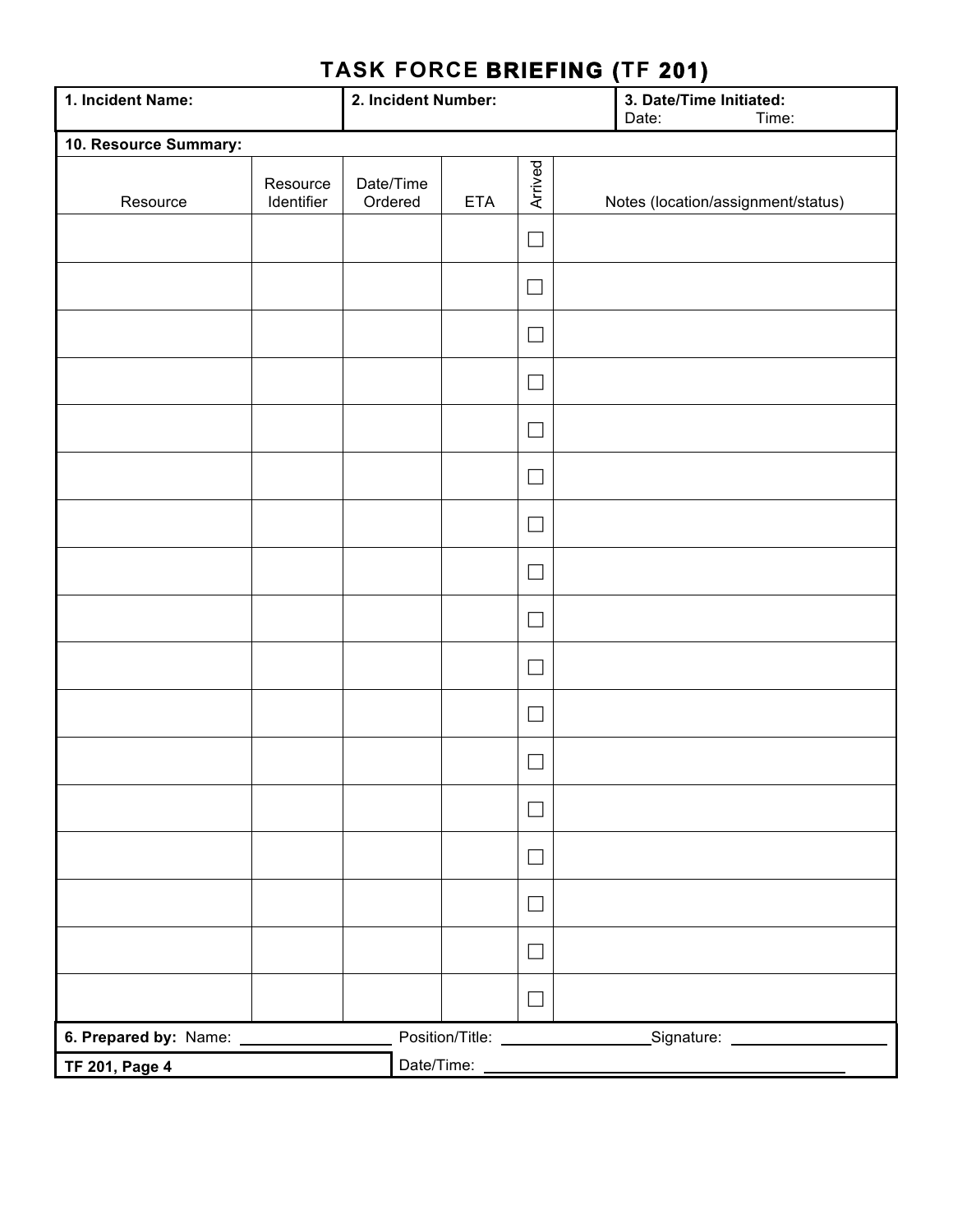# TASK FORCE BRIEFING (TF 201)

| 1. Incident Name: | 2. Incident Number: | 3. Date/Time Initiated: Date: Time: |
|---|---|---|

**10. Resource Summary:**

| Resource | Resource Identifier | Date/Time Ordered | ETA | Arrived | Notes (location/assignment/status) |
|---|---|---|---|---|---|
| | | | | ☐ | |
| | | | | ☐ | |
| | | | | ☐ | |
| | | | | ☐ | |
| | | | | ☐ | |
| | | | | ☐ | |
| | | | | ☐ | |
| | | | | ☐ | |
| | | | | ☐ | |
| | | | | ☐ | |
| | | | | ☐ | |
| | | | | ☐ | |
| | | | | ☐ | |
| | | | | ☐ | |
| | | | | ☐ | |
| | | | | ☐ | |
| | | | | ☐ | |

**6. Prepared by:** Name: __________ Position/Title: __________ Signature: __________

**TF 201, Page 4** Date/Time: __________